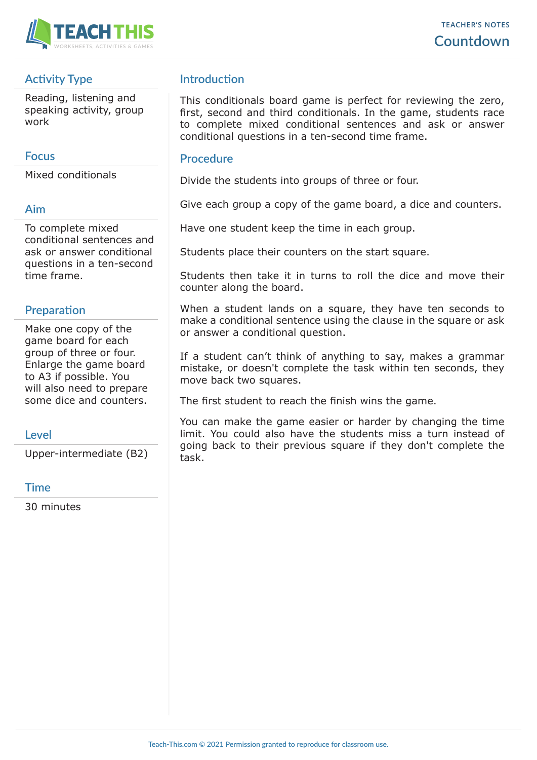TEACHER'S NOTES

# Countdown

## Activity Type

Reading, listening and speaking activity, group work

## Focus

Mixed conditionals

## Aim

To complete mixed conditional sentences and ask or answer conditional questions in a ten-second time frame.

## Preparation

Make one copy of the game board for each group of three or four. Enlarge the game board to A3 if possible. You will also need to prepare some dice and counters.

## Level

Upper-intermediate (B2)

## Time

30 minutes

## Introduction

This conditionals board game is perfect for reviewing the zero, first, second and third conditionals. In the game, students race to complete mixed conditional sentences and ask or answer conditional questions in a ten-second time frame.

## Procedure

Divide the students into groups of three or four.

Give each group a copy of the game board, a dice and counters.

Have one student keep the time in each group.

Students place their counters on the start square.

Students then take it in turns to roll the dice and move their counter along the board.

When a student lands on a square, they have ten seconds to make a conditional sentence using the clause in the square or ask or answer a conditional question.

If a student can't think of anything to say, makes a grammar mistake, or doesn't complete the task within ten seconds, they move back two squares.

The first student to reach the finish wins the game.

You can make the game easier or harder by changing the time limit. You could also have the students miss a turn instead of going back to their previous square if they don't complete the task.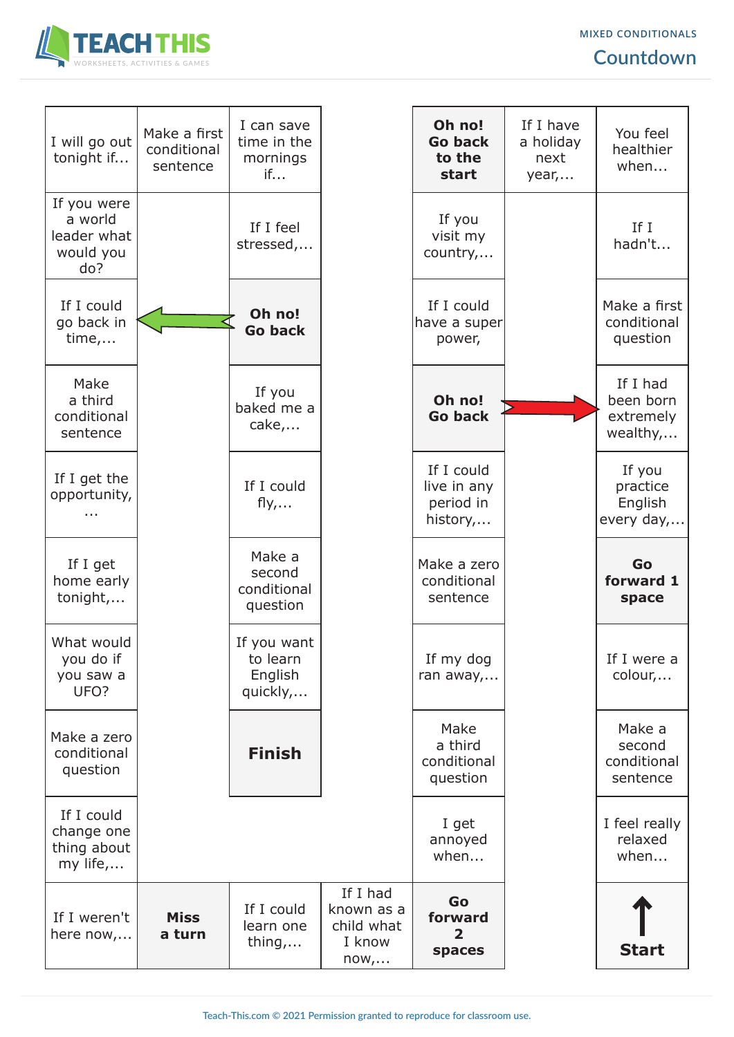MIXED CONDITIONALS

# Countdown

| | | | | | | |
|---|---|---|---|---|---|---|
| I will go out tonight if... | Make a first conditional sentence | I can save time in the mornings if... | | **Oh no! Go back to the start** | If I have a holiday next year,... | You feel healthier when... |
| If you were a world leader what would you do? | | If I feel stressed,... | | If you visit my country,... | | If I hadn't... |
| If I could go back in time,... | ← | **Oh no! Go back** | | If I could have a super power, | | Make a first conditional question |
| Make a third conditional sentence | | If you baked me a cake,... | | **Oh no! Go back** | → | If I had been born extremely wealthy,... |
| If I get the opportunity, ... | | If I could fly,... | | If I could live in any period in history,... | | If you practice English every day,... |
| If I get home early tonight,... | | Make a second conditional question | | Make a zero conditional sentence | | **Go forward 1 space** |
| What would you do if you saw a UFO? | | If you want to learn English quickly,... | | If my dog ran away,... | | If I were a colour,... |
| Make a zero conditional question | | **Finish** | | Make a third conditional question | | Make a second conditional sentence |
| If I could change one thing about my life,... | | | | I get annoyed when... | | I feel really relaxed when... |
| If I weren't here now,... | **Miss a turn** | If I could learn one thing,... | If I had known as a child what I know now,... | **Go forward 2 spaces** | | ↑ **Start** |

Teach-This.com © 2021 Permission granted to reproduce for classroom use.